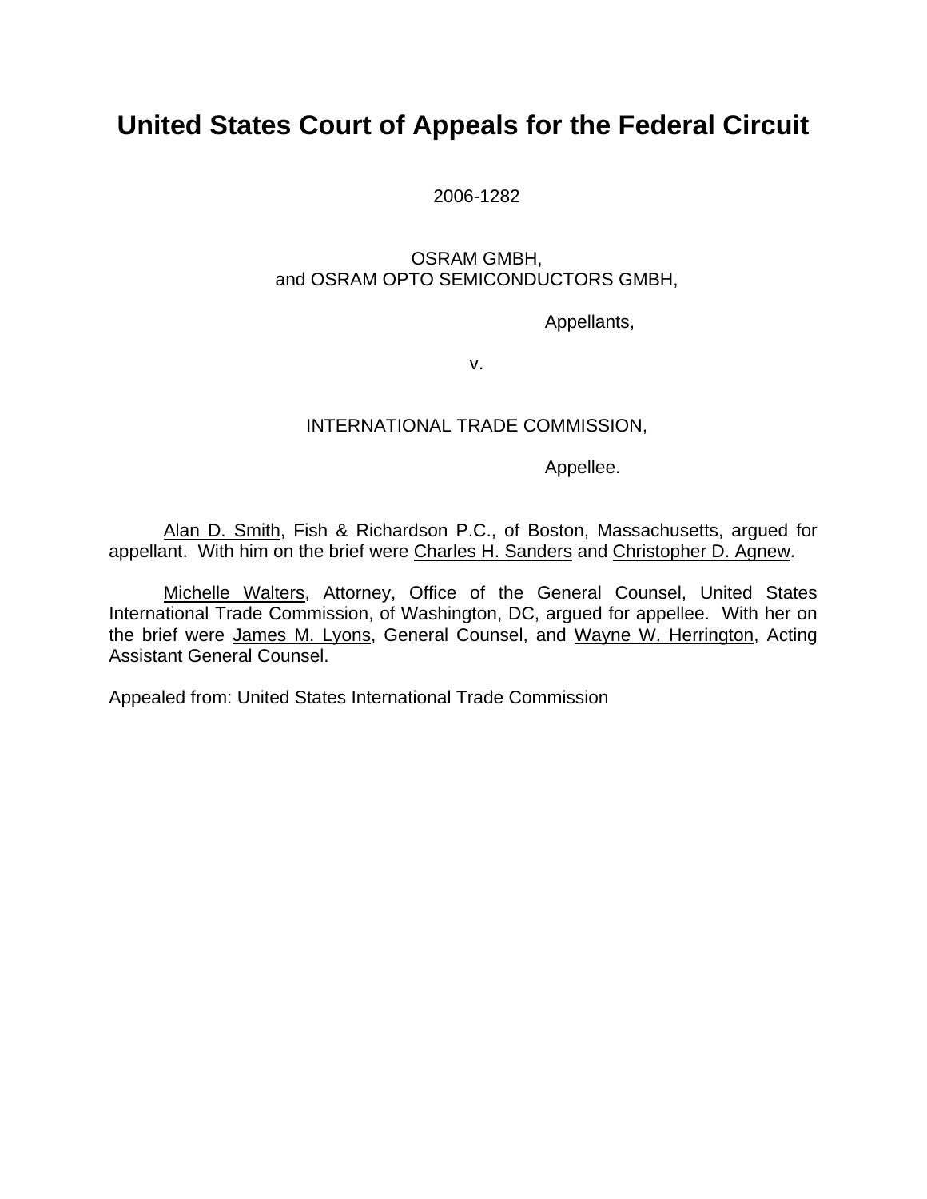# United States Court of Appeals for the Federal Circuit

2006-1282

OSRAM GMBH,
and OSRAM OPTO SEMICONDUCTORS GMBH,

Appellants,

v.

INTERNATIONAL TRADE COMMISSION,

Appellee.

Alan D. Smith, Fish & Richardson P.C., of Boston, Massachusetts, argued for appellant. With him on the brief were Charles H. Sanders and Christopher D. Agnew.

Michelle Walters, Attorney, Office of the General Counsel, United States International Trade Commission, of Washington, DC, argued for appellee. With her on the brief were James M. Lyons, General Counsel, and Wayne W. Herrington, Acting Assistant General Counsel.

Appealed from: United States International Trade Commission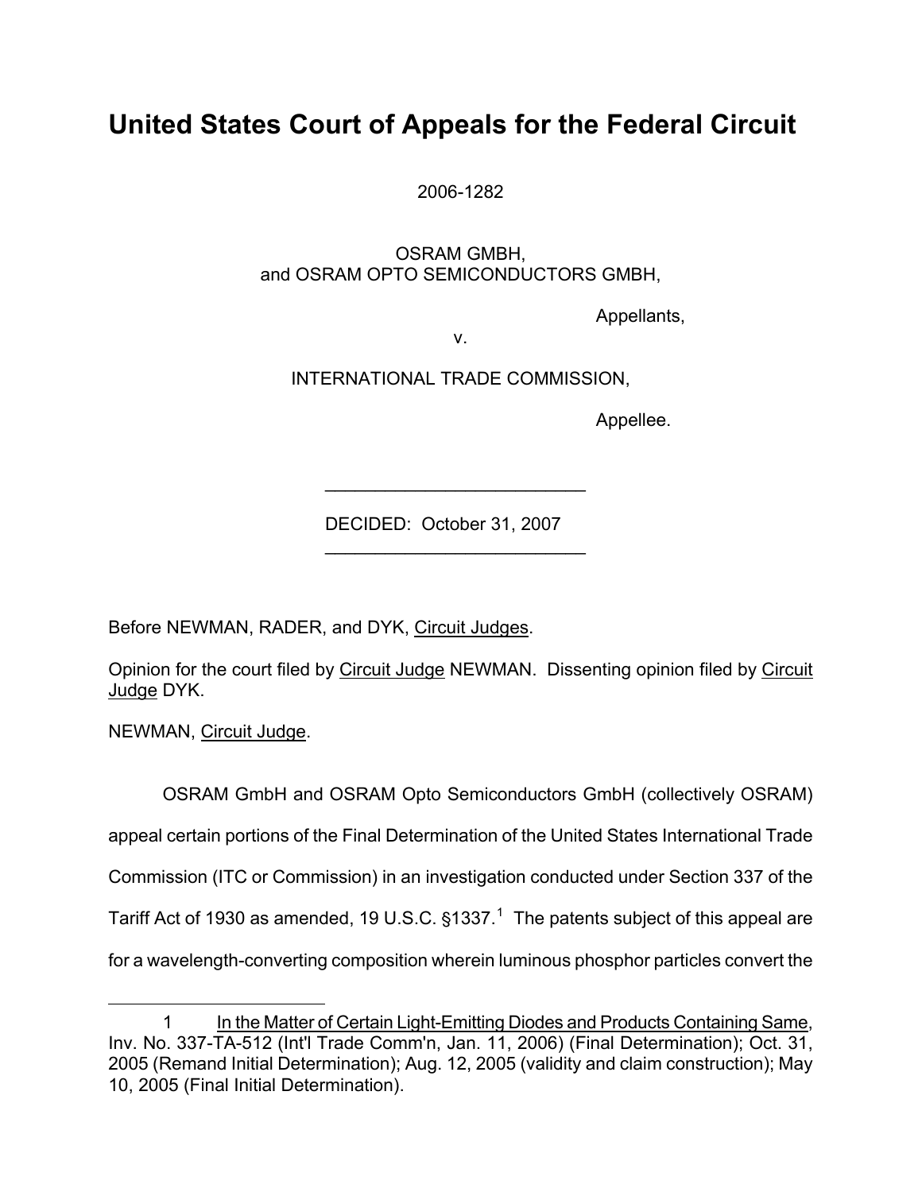# United States Court of Appeals for the Federal Circuit

2006-1282

OSRAM GMBH,
and OSRAM OPTO SEMICONDUCTORS GMBH,

Appellants,

v.

INTERNATIONAL TRADE COMMISSION,

Appellee.

---

DECIDED: October 31, 2007

---

Before NEWMAN, RADER, and DYK, Circuit Judges.

Opinion for the court filed by Circuit Judge NEWMAN. Dissenting opinion filed by Circuit Judge DYK.

NEWMAN, Circuit Judge.

OSRAM GmbH and OSRAM Opto Semiconductors GmbH (collectively OSRAM) appeal certain portions of the Final Determination of the United States International Trade Commission (ITC or Commission) in an investigation conducted under Section 337 of the Tariff Act of 1930 as amended, 19 U.S.C. §1337.[1] The patents subject of this appeal are for a wavelength-converting composition wherein luminous phosphor particles convert the

---

[1] In the Matter of Certain Light-Emitting Diodes and Products Containing Same, Inv. No. 337-TA-512 (Int'l Trade Comm'n, Jan. 11, 2006) (Final Determination); Oct. 31, 2005 (Remand Initial Determination); Aug. 12, 2005 (validity and claim construction); May 10, 2005 (Final Initial Determination).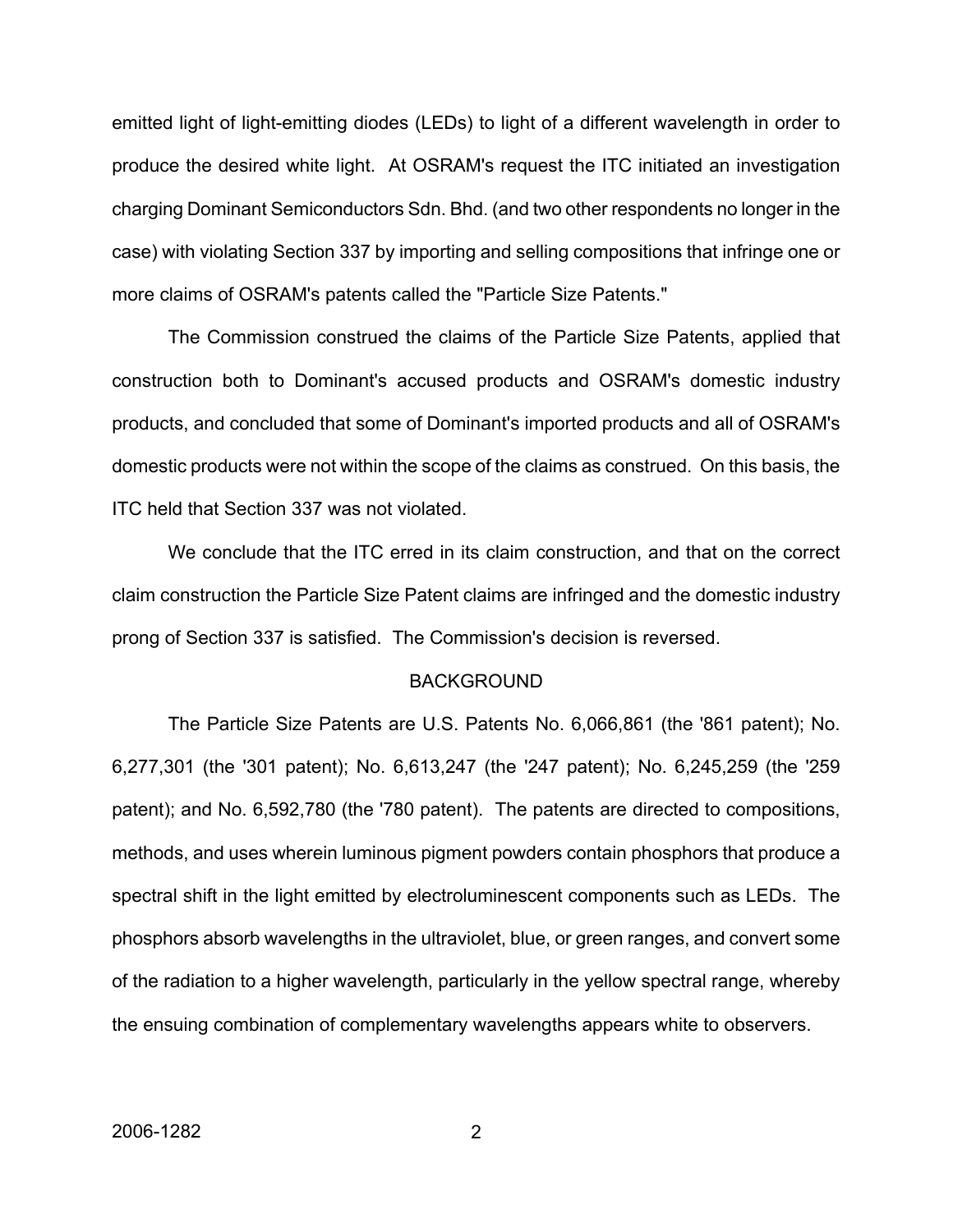emitted light of light-emitting diodes (LEDs) to light of a different wavelength in order to produce the desired white light. At OSRAM's request the ITC initiated an investigation charging Dominant Semiconductors Sdn. Bhd. (and two other respondents no longer in the case) with violating Section 337 by importing and selling compositions that infringe one or more claims of OSRAM's patents called the "Particle Size Patents."

The Commission construed the claims of the Particle Size Patents, applied that construction both to Dominant's accused products and OSRAM's domestic industry products, and concluded that some of Dominant's imported products and all of OSRAM's domestic products were not within the scope of the claims as construed. On this basis, the ITC held that Section 337 was not violated.

We conclude that the ITC erred in its claim construction, and that on the correct claim construction the Particle Size Patent claims are infringed and the domestic industry prong of Section 337 is satisfied. The Commission's decision is reversed.

## BACKGROUND

The Particle Size Patents are U.S. Patents No. 6,066,861 (the '861 patent); No. 6,277,301 (the '301 patent); No. 6,613,247 (the '247 patent); No. 6,245,259 (the '259 patent); and No. 6,592,780 (the '780 patent). The patents are directed to compositions, methods, and uses wherein luminous pigment powders contain phosphors that produce a spectral shift in the light emitted by electroluminescent components such as LEDs. The phosphors absorb wavelengths in the ultraviolet, blue, or green ranges, and convert some of the radiation to a higher wavelength, particularly in the yellow spectral range, whereby the ensuing combination of complementary wavelengths appears white to observers.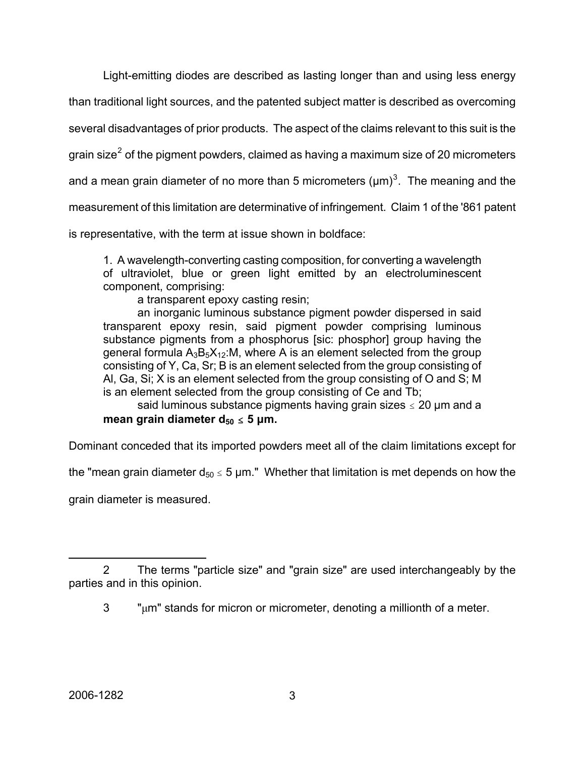Light-emitting diodes are described as lasting longer than and using less energy than traditional light sources, and the patented subject matter is described as overcoming several disadvantages of prior products. The aspect of the claims relevant to this suit is the grain size[2] of the pigment powders, claimed as having a maximum size of 20 micrometers and a mean grain diameter of no more than 5 micrometers (μm)[3]. The meaning and the measurement of this limitation are determinative of infringement. Claim 1 of the '861 patent is representative, with the term at issue shown in boldface:

> 1. A wavelength-converting casting composition, for converting a wavelength of ultraviolet, blue or green light emitted by an electroluminescent component, comprising:
>
> a transparent epoxy casting resin;
>
> an inorganic luminous substance pigment powder dispersed in said transparent epoxy resin, said pigment powder comprising luminous substance pigments from a phosphorus [sic: phosphor] group having the general formula $A_3B_5X_{12}$:M, where A is an element selected from the group consisting of Y, Ca, Sr; B is an element selected from the group consisting of Al, Ga, Si; X is an element selected from the group consisting of O and S; M is an element selected from the group consisting of Ce and Tb;
>
> said luminous substance pigments having grain sizes $\leq$ 20 μm and a **mean grain diameter $d_{50} \leq$ 5 μm.**

Dominant conceded that its imported powders meet all of the claim limitations except for the "mean grain diameter $d_{50} \leq$ 5 μm." Whether that limitation is met depends on how the grain diameter is measured.

---

2 The terms "particle size" and "grain size" are used interchangeably by the parties and in this opinion.

3 "μm" stands for micron or micrometer, denoting a millionth of a meter.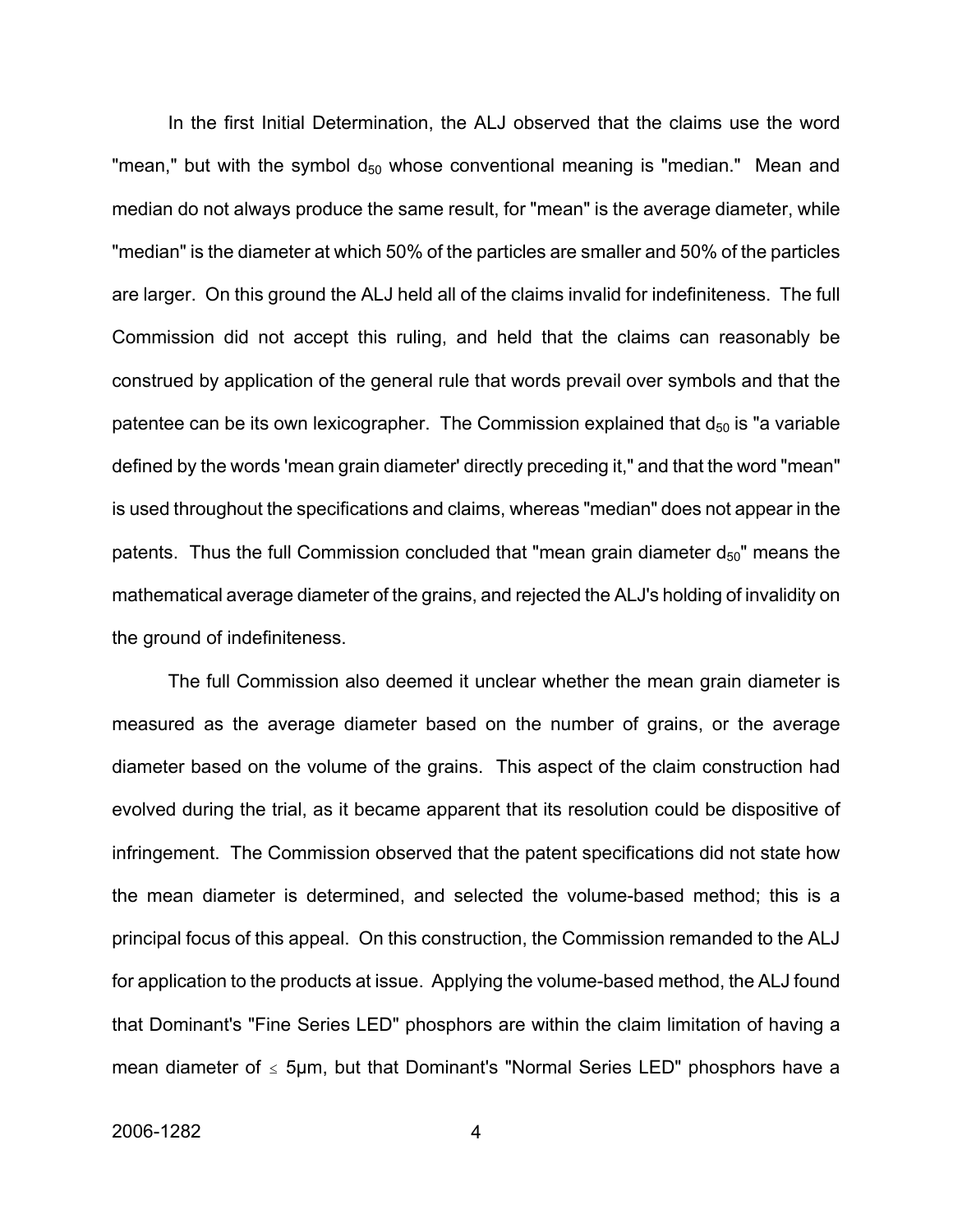In the first Initial Determination, the ALJ observed that the claims use the word "mean," but with the symbol $d_{50}$ whose conventional meaning is "median." Mean and median do not always produce the same result, for "mean" is the average diameter, while "median" is the diameter at which 50% of the particles are smaller and 50% of the particles are larger. On this ground the ALJ held all of the claims invalid for indefiniteness. The full Commission did not accept this ruling, and held that the claims can reasonably be construed by application of the general rule that words prevail over symbols and that the patentee can be its own lexicographer. The Commission explained that $d_{50}$ is "a variable defined by the words 'mean grain diameter' directly preceding it," and that the word "mean" is used throughout the specifications and claims, whereas "median" does not appear in the patents. Thus the full Commission concluded that "mean grain diameter $d_{50}$" means the mathematical average diameter of the grains, and rejected the ALJ's holding of invalidity on the ground of indefiniteness.

The full Commission also deemed it unclear whether the mean grain diameter is measured as the average diameter based on the number of grains, or the average diameter based on the volume of the grains. This aspect of the claim construction had evolved during the trial, as it became apparent that its resolution could be dispositive of infringement. The Commission observed that the patent specifications did not state how the mean diameter is determined, and selected the volume-based method; this is a principal focus of this appeal. On this construction, the Commission remanded to the ALJ for application to the products at issue. Applying the volume-based method, the ALJ found that Dominant's "Fine Series LED" phosphors are within the claim limitation of having a mean diameter of $\leq$ 5μm, but that Dominant's "Normal Series LED" phosphors have a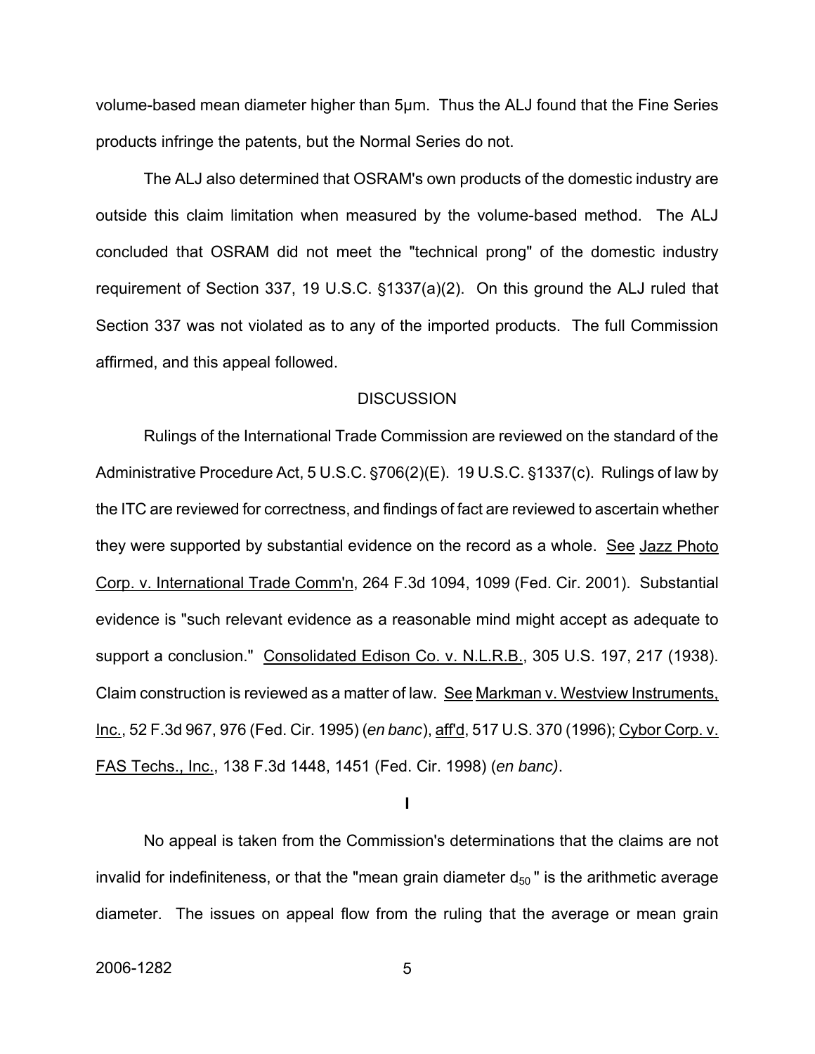volume-based mean diameter higher than 5μm. Thus the ALJ found that the Fine Series products infringe the patents, but the Normal Series do not.

The ALJ also determined that OSRAM's own products of the domestic industry are outside this claim limitation when measured by the volume-based method. The ALJ concluded that OSRAM did not meet the "technical prong" of the domestic industry requirement of Section 337, 19 U.S.C. §1337(a)(2). On this ground the ALJ ruled that Section 337 was not violated as to any of the imported products. The full Commission affirmed, and this appeal followed.

## DISCUSSION

Rulings of the International Trade Commission are reviewed on the standard of the Administrative Procedure Act, 5 U.S.C. §706(2)(E). 19 U.S.C. §1337(c). Rulings of law by the ITC are reviewed for correctness, and findings of fact are reviewed to ascertain whether they were supported by substantial evidence on the record as a whole. See Jazz Photo Corp. v. International Trade Comm'n, 264 F.3d 1094, 1099 (Fed. Cir. 2001). Substantial evidence is "such relevant evidence as a reasonable mind might accept as adequate to support a conclusion." Consolidated Edison Co. v. N.L.R.B., 305 U.S. 197, 217 (1938). Claim construction is reviewed as a matter of law. See Markman v. Westview Instruments, Inc., 52 F.3d 967, 976 (Fed. Cir. 1995) (*en banc*), aff'd, 517 U.S. 370 (1996); Cybor Corp. v. FAS Techs., Inc., 138 F.3d 1448, 1451 (Fed. Cir. 1998) (*en banc)*.

### I

No appeal is taken from the Commission's determinations that the claims are not invalid for indefiniteness, or that the "mean grain diameter $d_{50}$" is the arithmetic average diameter. The issues on appeal flow from the ruling that the average or mean grain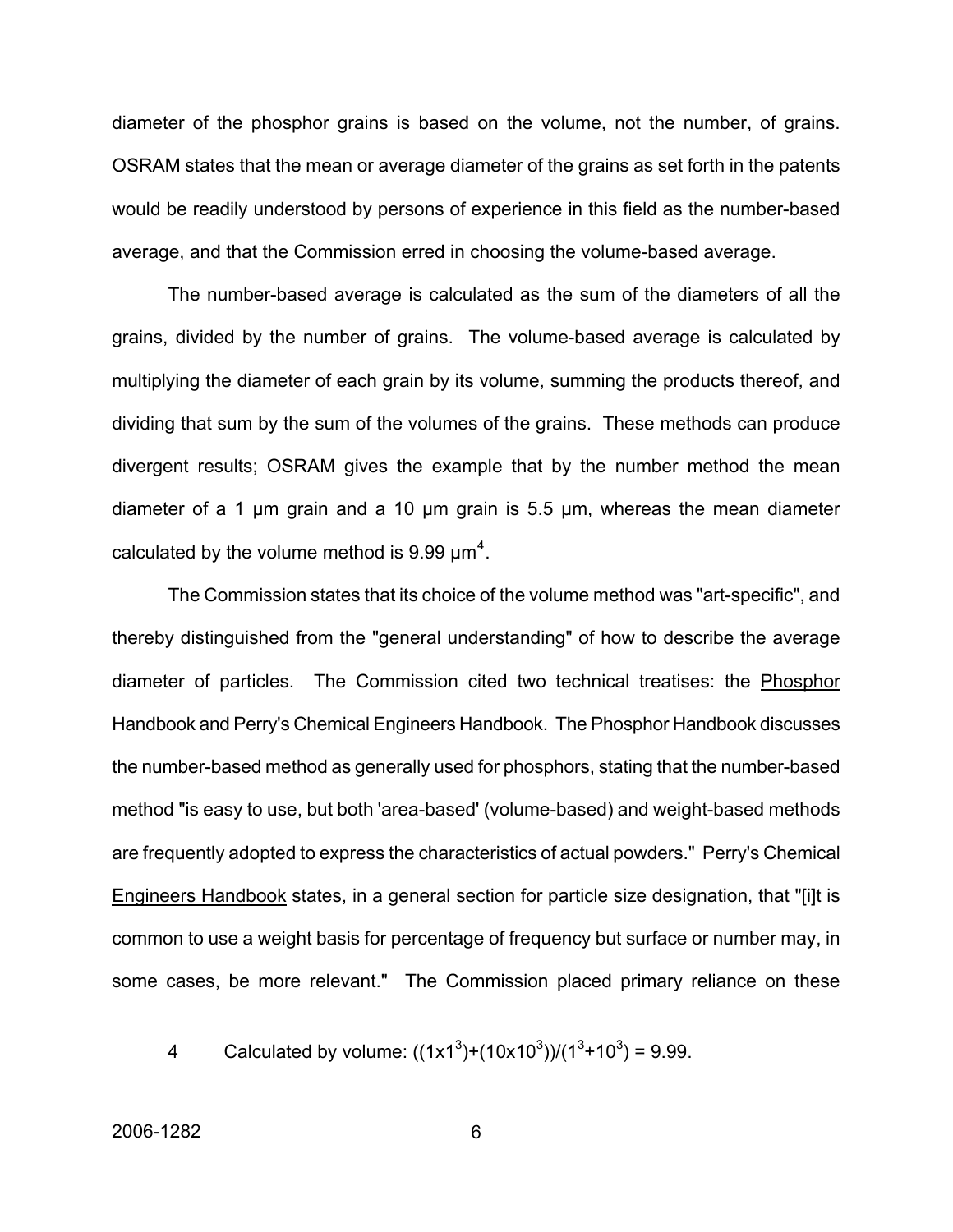diameter of the phosphor grains is based on the volume, not the number, of grains. OSRAM states that the mean or average diameter of the grains as set forth in the patents would be readily understood by persons of experience in this field as the number-based average, and that the Commission erred in choosing the volume-based average.

The number-based average is calculated as the sum of the diameters of all the grains, divided by the number of grains. The volume-based average is calculated by multiplying the diameter of each grain by its volume, summing the products thereof, and dividing that sum by the sum of the volumes of the grains. These methods can produce divergent results; OSRAM gives the example that by the number method the mean diameter of a 1 μm grain and a 10 μm grain is 5.5 μm, whereas the mean diameter calculated by the volume method is 9.99 μm[4].

The Commission states that its choice of the volume method was "art-specific", and thereby distinguished from the "general understanding" of how to describe the average diameter of particles. The Commission cited two technical treatises: the Phosphor Handbook and Perry's Chemical Engineers Handbook. The Phosphor Handbook discusses the number-based method as generally used for phosphors, stating that the number-based method "is easy to use, but both 'area-based' (volume-based) and weight-based methods are frequently adopted to express the characteristics of actual powders." Perry's Chemical Engineers Handbook states, in a general section for particle size designation, that "[i]t is common to use a weight basis for percentage of frequency but surface or number may, in some cases, be more relevant." The Commission placed primary reliance on these

---

4 Calculated by volume: $((1 \times 1^3)+(10 \times 10^3))/(1^3+10^3) = 9.99$.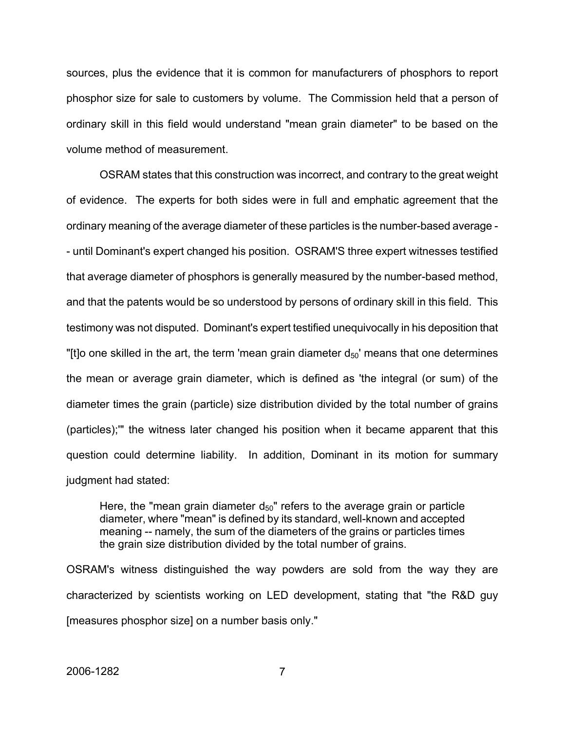sources, plus the evidence that it is common for manufacturers of phosphors to report phosphor size for sale to customers by volume. The Commission held that a person of ordinary skill in this field would understand "mean grain diameter" to be based on the volume method of measurement.

OSRAM states that this construction was incorrect, and contrary to the great weight of evidence. The experts for both sides were in full and emphatic agreement that the ordinary meaning of the average diameter of these particles is the number-based average -- until Dominant's expert changed his position. OSRAM'S three expert witnesses testified that average diameter of phosphors is generally measured by the number-based method, and that the patents would be so understood by persons of ordinary skill in this field. This testimony was not disputed. Dominant's expert testified unequivocally in his deposition that "[t]o one skilled in the art, the term 'mean grain diameter $d_{50}$' means that one determines the mean or average grain diameter, which is defined as 'the integral (or sum) of the diameter times the grain (particle) size distribution divided by the total number of grains (particles);'" the witness later changed his position when it became apparent that this question could determine liability. In addition, Dominant in its motion for summary judgment had stated:

> Here, the "mean grain diameter $d_{50}$" refers to the average grain or particle diameter, where "mean" is defined by its standard, well-known and accepted meaning -- namely, the sum of the diameters of the grains or particles times the grain size distribution divided by the total number of grains.

OSRAM's witness distinguished the way powders are sold from the way they are characterized by scientists working on LED development, stating that "the R&D guy [measures phosphor size] on a number basis only."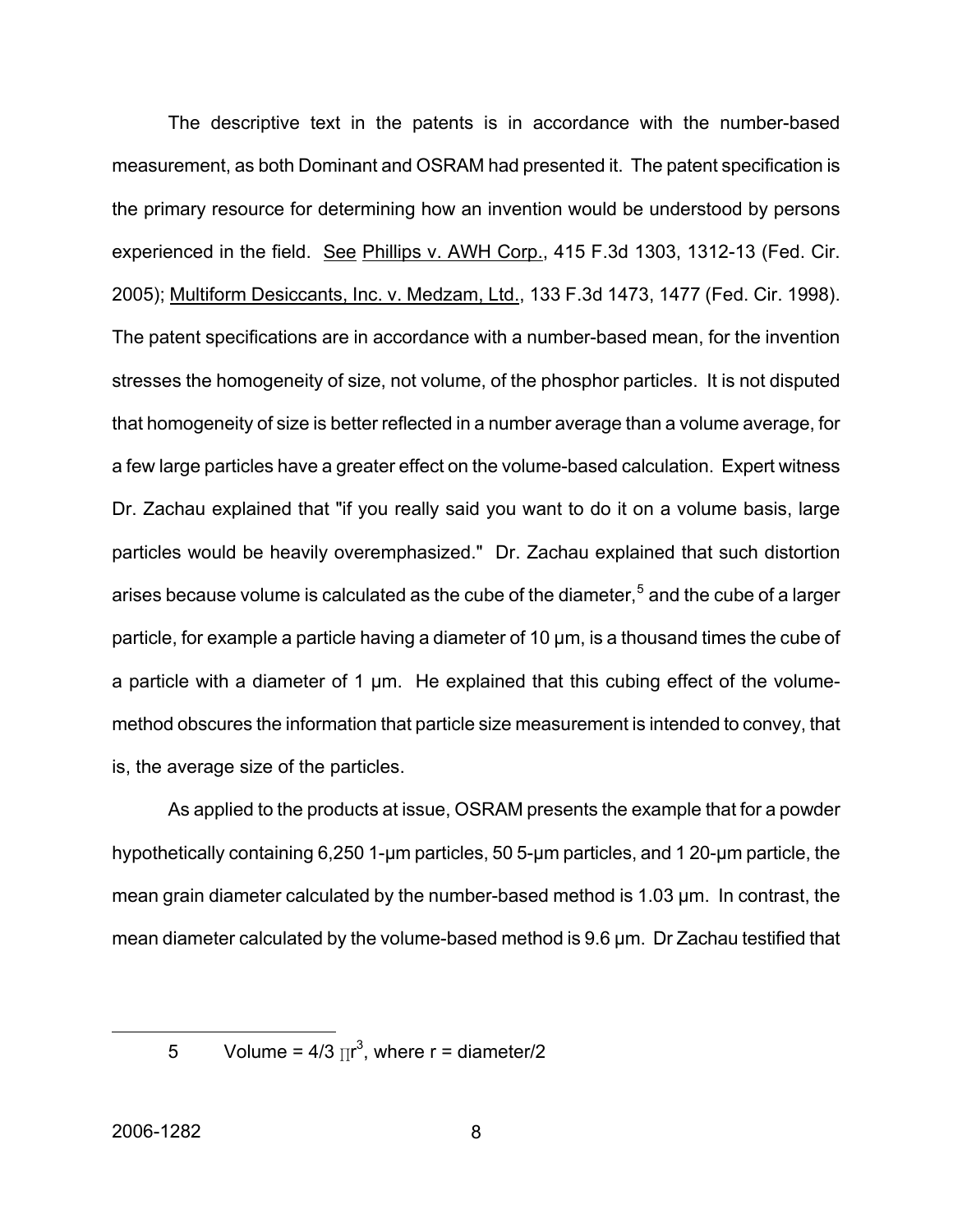The descriptive text in the patents is in accordance with the number-based measurement, as both Dominant and OSRAM had presented it. The patent specification is the primary resource for determining how an invention would be understood by persons experienced in the field. See Phillips v. AWH Corp., 415 F.3d 1303, 1312-13 (Fed. Cir. 2005); Multiform Desiccants, Inc. v. Medzam, Ltd., 133 F.3d 1473, 1477 (Fed. Cir. 1998). The patent specifications are in accordance with a number-based mean, for the invention stresses the homogeneity of size, not volume, of the phosphor particles. It is not disputed that homogeneity of size is better reflected in a number average than a volume average, for a few large particles have a greater effect on the volume-based calculation. Expert witness Dr. Zachau explained that "if you really said you want to do it on a volume basis, large particles would be heavily overemphasized." Dr. Zachau explained that such distortion arises because volume is calculated as the cube of the diameter,[5] and the cube of a larger particle, for example a particle having a diameter of 10 μm, is a thousand times the cube of a particle with a diameter of 1 μm. He explained that this cubing effect of the volume-method obscures the information that particle size measurement is intended to convey, that is, the average size of the particles.

As applied to the products at issue, OSRAM presents the example that for a powder hypothetically containing 6,250 1-μm particles, 50 5-μm particles, and 1 20-μm particle, the mean grain diameter calculated by the number-based method is 1.03 μm. In contrast, the mean diameter calculated by the volume-based method is 9.6 μm. Dr Zachau testified that

---

5 Volume = $4/3 \, \pi r^3$, where r = diameter/2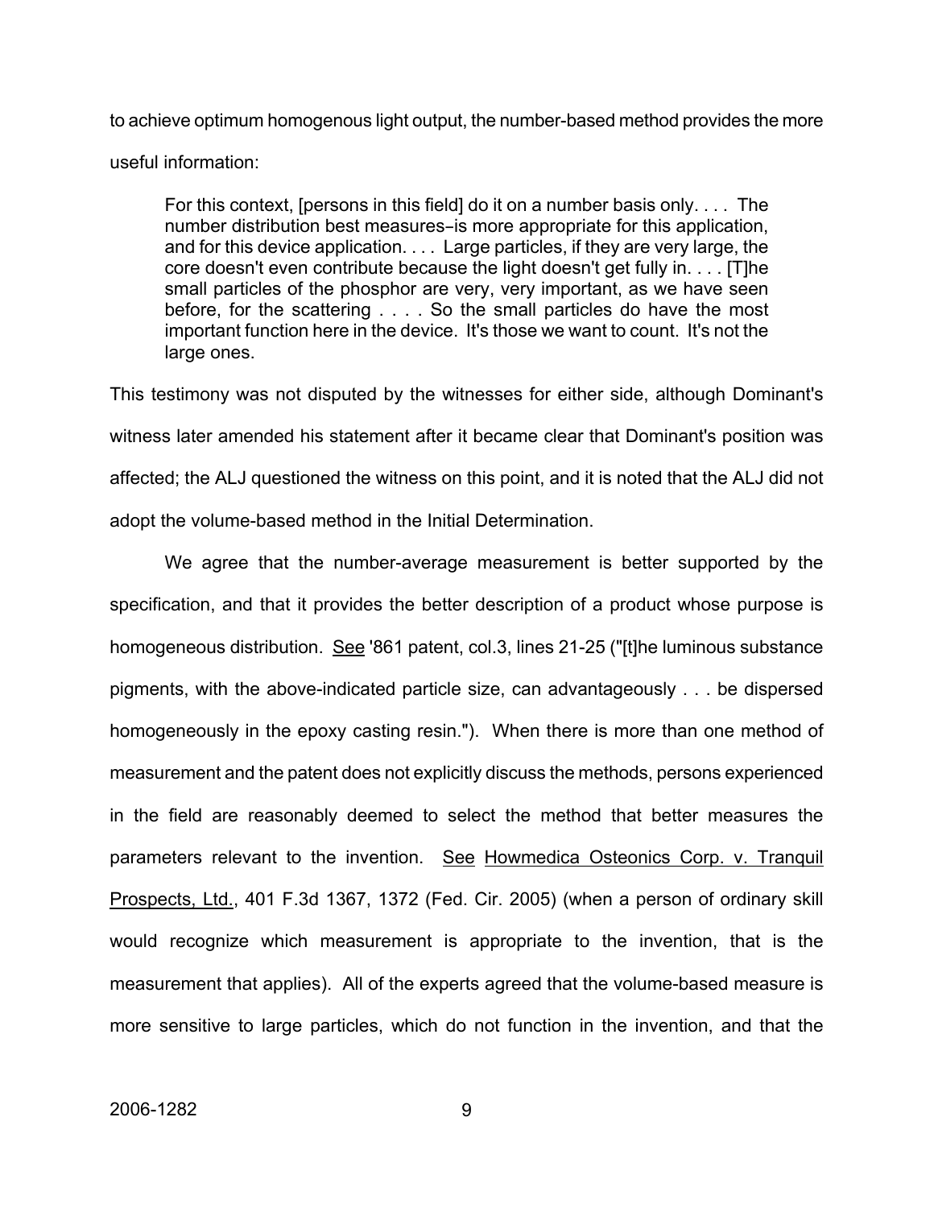to achieve optimum homogenous light output, the number-based method provides the more useful information:

> For this context, [persons in this field] do it on a number basis only. . . . The number distribution best measures–is more appropriate for this application, and for this device application. . . . Large particles, if they are very large, the core doesn't even contribute because the light doesn't get fully in. . . . [T]he small particles of the phosphor are very, very important, as we have seen before, for the scattering . . . . So the small particles do have the most important function here in the device. It's those we want to count. It's not the large ones.

This testimony was not disputed by the witnesses for either side, although Dominant's witness later amended his statement after it became clear that Dominant's position was affected; the ALJ questioned the witness on this point, and it is noted that the ALJ did not adopt the volume-based method in the Initial Determination.

We agree that the number-average measurement is better supported by the specification, and that it provides the better description of a product whose purpose is homogeneous distribution. See '861 patent, col.3, lines 21-25 ("[t]he luminous substance pigments, with the above-indicated particle size, can advantageously . . . be dispersed homogeneously in the epoxy casting resin."). When there is more than one method of measurement and the patent does not explicitly discuss the methods, persons experienced in the field are reasonably deemed to select the method that better measures the parameters relevant to the invention. See Howmedica Osteonics Corp. v. Tranquil Prospects, Ltd., 401 F.3d 1367, 1372 (Fed. Cir. 2005) (when a person of ordinary skill would recognize which measurement is appropriate to the invention, that is the measurement that applies). All of the experts agreed that the volume-based measure is more sensitive to large particles, which do not function in the invention, and that the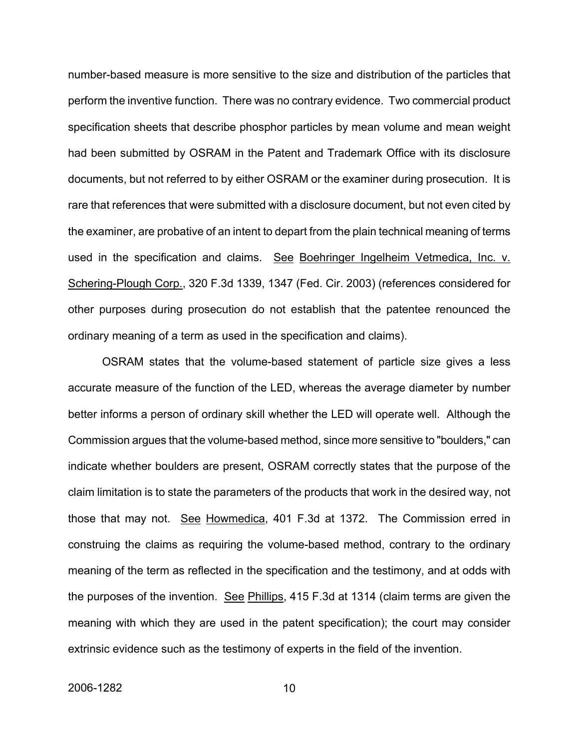number-based measure is more sensitive to the size and distribution of the particles that perform the inventive function. There was no contrary evidence. Two commercial product specification sheets that describe phosphor particles by mean volume and mean weight had been submitted by OSRAM in the Patent and Trademark Office with its disclosure documents, but not referred to by either OSRAM or the examiner during prosecution. It is rare that references that were submitted with a disclosure document, but not even cited by the examiner, are probative of an intent to depart from the plain technical meaning of terms used in the specification and claims. See Boehringer Ingelheim Vetmedica, Inc. v. Schering-Plough Corp., 320 F.3d 1339, 1347 (Fed. Cir. 2003) (references considered for other purposes during prosecution do not establish that the patentee renounced the ordinary meaning of a term as used in the specification and claims).

OSRAM states that the volume-based statement of particle size gives a less accurate measure of the function of the LED, whereas the average diameter by number better informs a person of ordinary skill whether the LED will operate well. Although the Commission argues that the volume-based method, since more sensitive to "boulders," can indicate whether boulders are present, OSRAM correctly states that the purpose of the claim limitation is to state the parameters of the products that work in the desired way, not those that may not. See Howmedica, 401 F.3d at 1372. The Commission erred in construing the claims as requiring the volume-based method, contrary to the ordinary meaning of the term as reflected in the specification and the testimony, and at odds with the purposes of the invention. See Phillips, 415 F.3d at 1314 (claim terms are given the meaning with which they are used in the patent specification); the court may consider extrinsic evidence such as the testimony of experts in the field of the invention.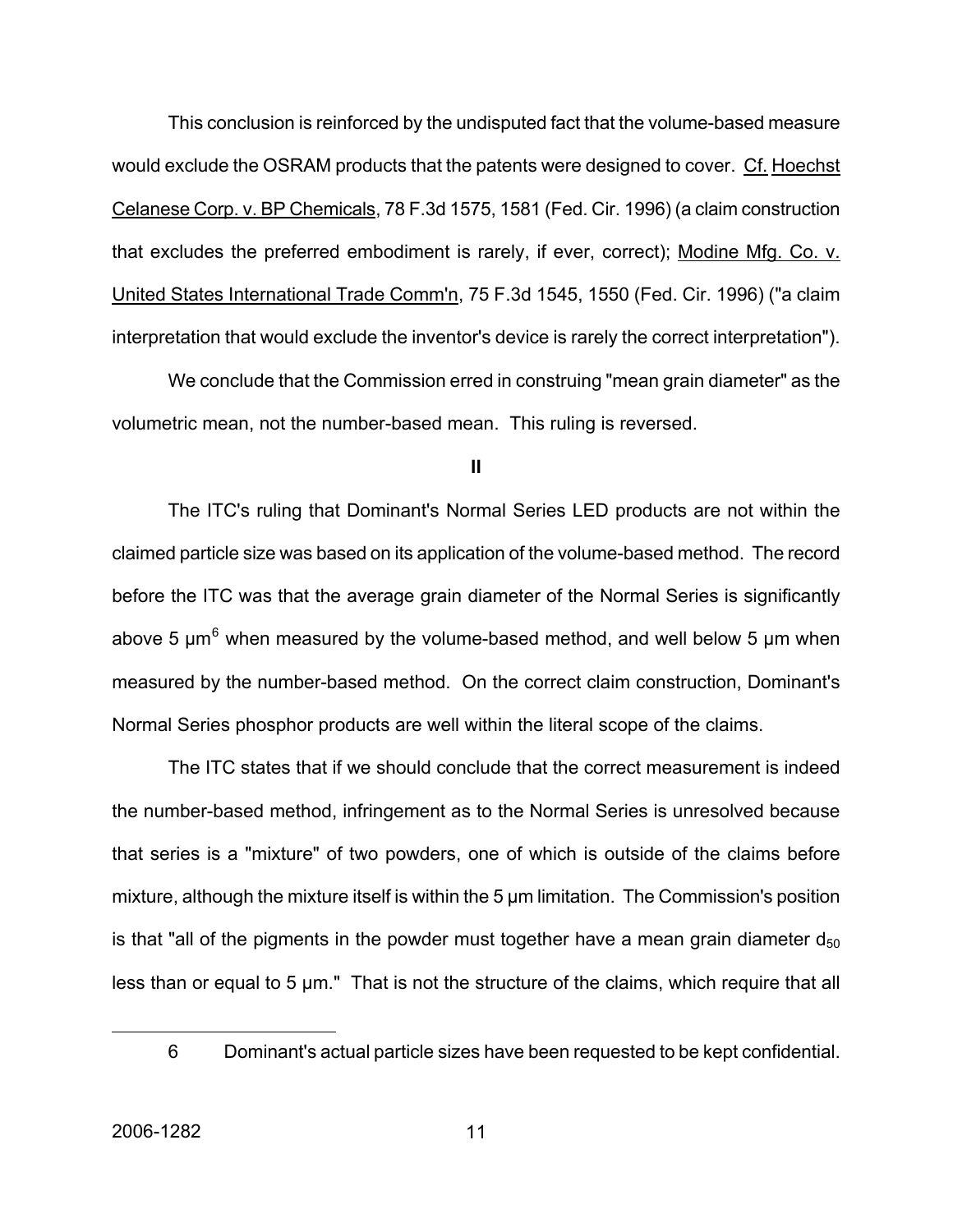This conclusion is reinforced by the undisputed fact that the volume-based measure would exclude the OSRAM products that the patents were designed to cover. Cf. Hoechst Celanese Corp. v. BP Chemicals, 78 F.3d 1575, 1581 (Fed. Cir. 1996) (a claim construction that excludes the preferred embodiment is rarely, if ever, correct); Modine Mfg. Co. v. United States International Trade Comm'n, 75 F.3d 1545, 1550 (Fed. Cir. 1996) ("a claim interpretation that would exclude the inventor's device is rarely the correct interpretation").

We conclude that the Commission erred in construing "mean grain diameter" as the volumetric mean, not the number-based mean. This ruling is reversed.

**II**

The ITC's ruling that Dominant's Normal Series LED products are not within the claimed particle size was based on its application of the volume-based method. The record before the ITC was that the average grain diameter of the Normal Series is significantly above 5 µm[6] when measured by the volume-based method, and well below 5 µm when measured by the number-based method. On the correct claim construction, Dominant's Normal Series phosphor products are well within the literal scope of the claims.

The ITC states that if we should conclude that the correct measurement is indeed the number-based method, infringement as to the Normal Series is unresolved because that series is a "mixture" of two powders, one of which is outside of the claims before mixture, although the mixture itself is within the 5 µm limitation. The Commission's position is that "all of the pigments in the powder must together have a mean grain diameter $d_{50}$ less than or equal to 5 µm." That is not the structure of the claims, which require that all

---

6 Dominant's actual particle sizes have been requested to be kept confidential.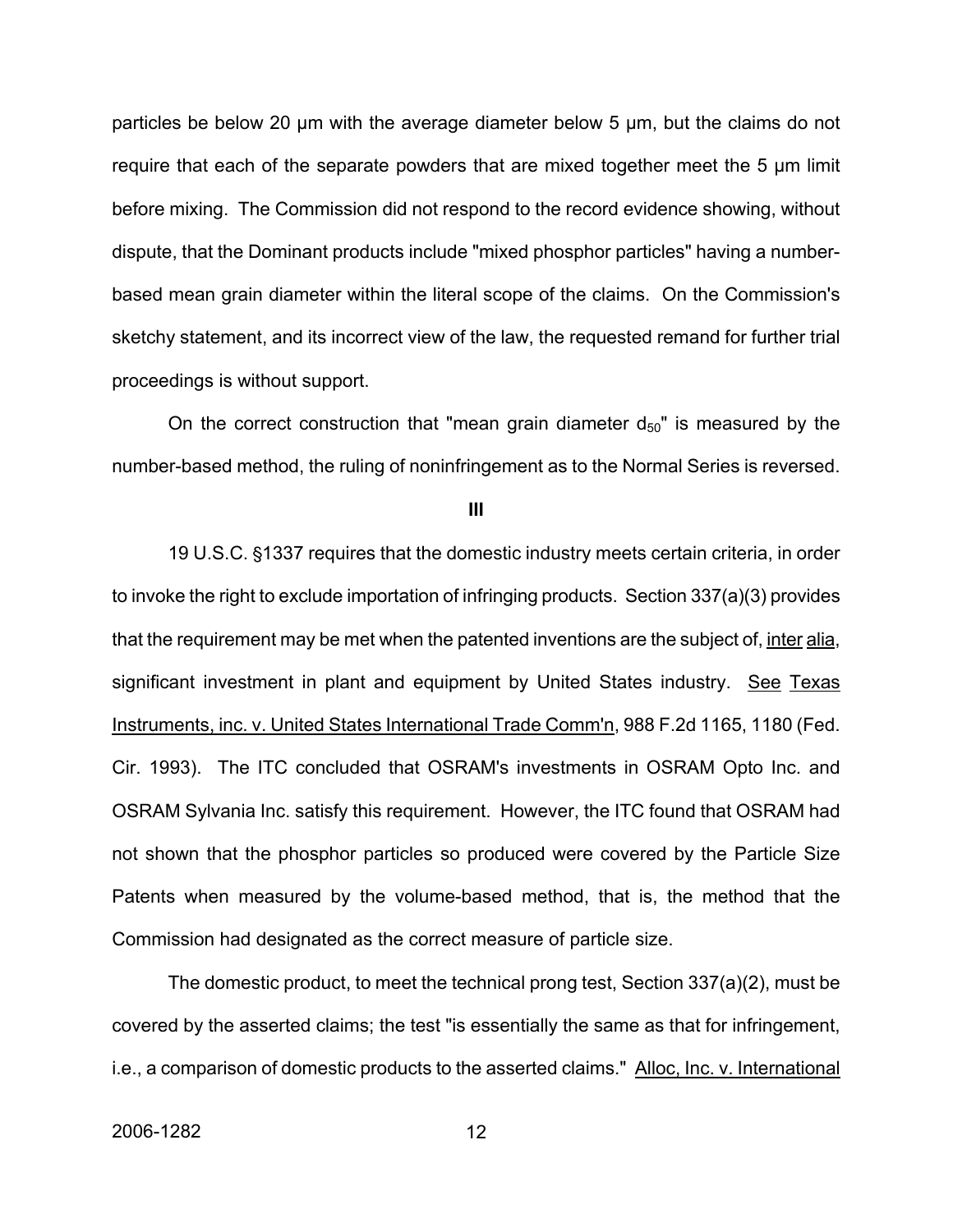particles be below 20 μm with the average diameter below 5 μm, but the claims do not require that each of the separate powders that are mixed together meet the 5 μm limit before mixing. The Commission did not respond to the record evidence showing, without dispute, that the Dominant products include "mixed phosphor particles" having a number-based mean grain diameter within the literal scope of the claims. On the Commission's sketchy statement, and its incorrect view of the law, the requested remand for further trial proceedings is without support.

On the correct construction that "mean grain diameter $d_{50}$" is measured by the number-based method, the ruling of noninfringement as to the Normal Series is reversed.

**III**

19 U.S.C. §1337 requires that the domestic industry meets certain criteria, in order to invoke the right to exclude importation of infringing products. Section 337(a)(3) provides that the requirement may be met when the patented inventions are the subject of, inter alia, significant investment in plant and equipment by United States industry. See Texas Instruments, inc. v. United States International Trade Comm'n, 988 F.2d 1165, 1180 (Fed. Cir. 1993). The ITC concluded that OSRAM's investments in OSRAM Opto Inc. and OSRAM Sylvania Inc. satisfy this requirement. However, the ITC found that OSRAM had not shown that the phosphor particles so produced were covered by the Particle Size Patents when measured by the volume-based method, that is, the method that the Commission had designated as the correct measure of particle size.

The domestic product, to meet the technical prong test, Section 337(a)(2), must be covered by the asserted claims; the test "is essentially the same as that for infringement, i.e., a comparison of domestic products to the asserted claims." Alloc, Inc. v. International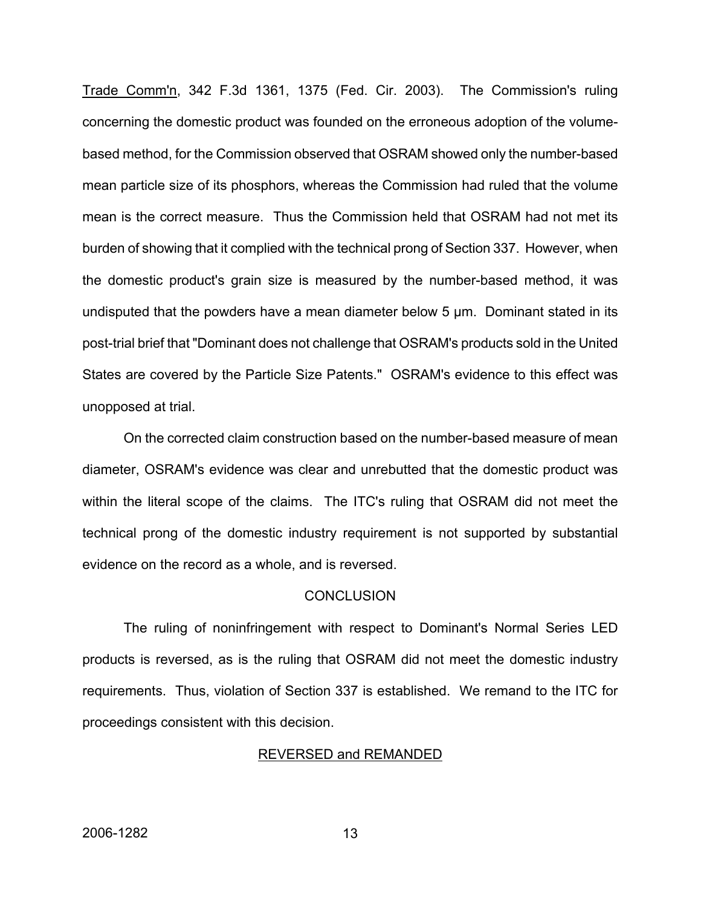Trade Comm'n, 342 F.3d 1361, 1375 (Fed. Cir. 2003). The Commission's ruling concerning the domestic product was founded on the erroneous adoption of the volume-based method, for the Commission observed that OSRAM showed only the number-based mean particle size of its phosphors, whereas the Commission had ruled that the volume mean is the correct measure. Thus the Commission held that OSRAM had not met its burden of showing that it complied with the technical prong of Section 337. However, when the domestic product's grain size is measured by the number-based method, it was undisputed that the powders have a mean diameter below 5 μm. Dominant stated in its post-trial brief that "Dominant does not challenge that OSRAM's products sold in the United States are covered by the Particle Size Patents." OSRAM's evidence to this effect was unopposed at trial.

On the corrected claim construction based on the number-based measure of mean diameter, OSRAM's evidence was clear and unrebutted that the domestic product was within the literal scope of the claims. The ITC's ruling that OSRAM did not meet the technical prong of the domestic industry requirement is not supported by substantial evidence on the record as a whole, and is reversed.

## CONCLUSION

The ruling of noninfringement with respect to Dominant's Normal Series LED products is reversed, as is the ruling that OSRAM did not meet the domestic industry requirements. Thus, violation of Section 337 is established. We remand to the ITC for proceedings consistent with this decision.

REVERSED and REMANDED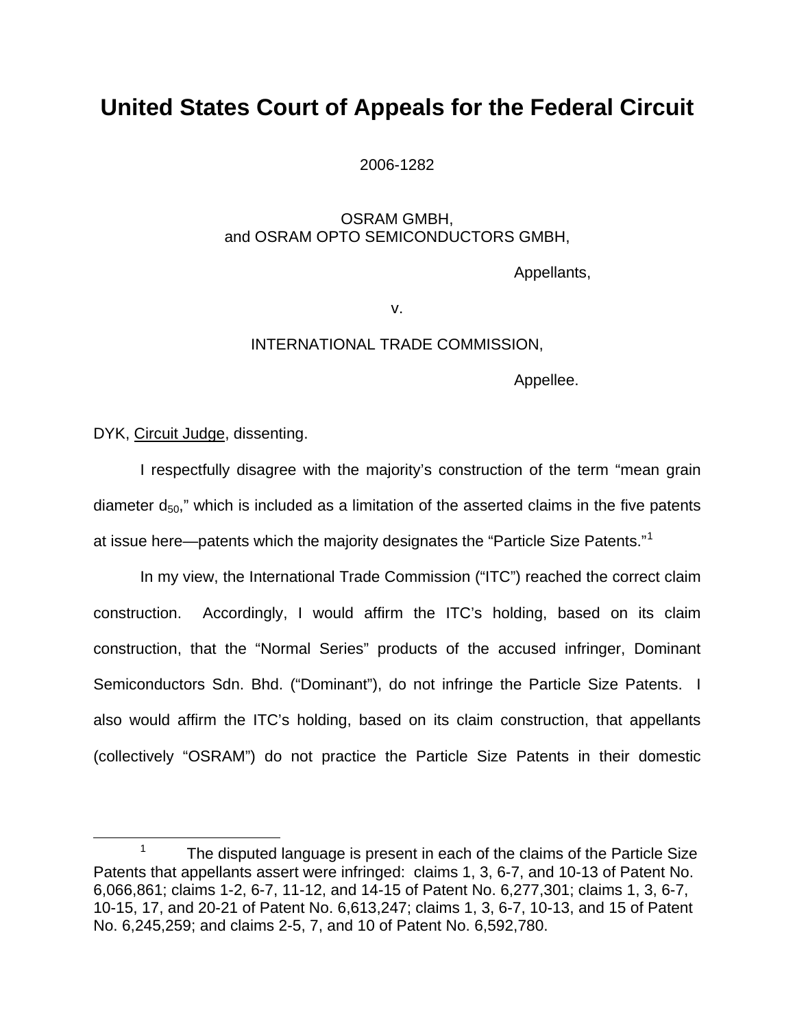# United States Court of Appeals for the Federal Circuit

2006-1282

OSRAM GMBH,
and OSRAM OPTO SEMICONDUCTORS GMBH,

Appellants,

v.

INTERNATIONAL TRADE COMMISSION,

Appellee.

DYK, Circuit Judge, dissenting.

I respectfully disagree with the majority's construction of the term "mean grain diameter $d_{50}$," which is included as a limitation of the asserted claims in the five patents at issue here—patents which the majority designates the "Particle Size Patents."[1]

In my view, the International Trade Commission ("ITC") reached the correct claim construction. Accordingly, I would affirm the ITC's holding, based on its claim construction, that the "Normal Series" products of the accused infringer, Dominant Semiconductors Sdn. Bhd. ("Dominant"), do not infringe the Particle Size Patents. I also would affirm the ITC's holding, based on its claim construction, that appellants (collectively "OSRAM") do not practice the Particle Size Patents in their domestic

[1] The disputed language is present in each of the claims of the Particle Size Patents that appellants assert were infringed: claims 1, 3, 6-7, and 10-13 of Patent No. 6,066,861; claims 1-2, 6-7, 11-12, and 14-15 of Patent No. 6,277,301; claims 1, 3, 6-7, 10-15, 17, and 20-21 of Patent No. 6,613,247; claims 1, 3, 6-7, 10-13, and 15 of Patent No. 6,245,259; and claims 2-5, 7, and 10 of Patent No. 6,592,780.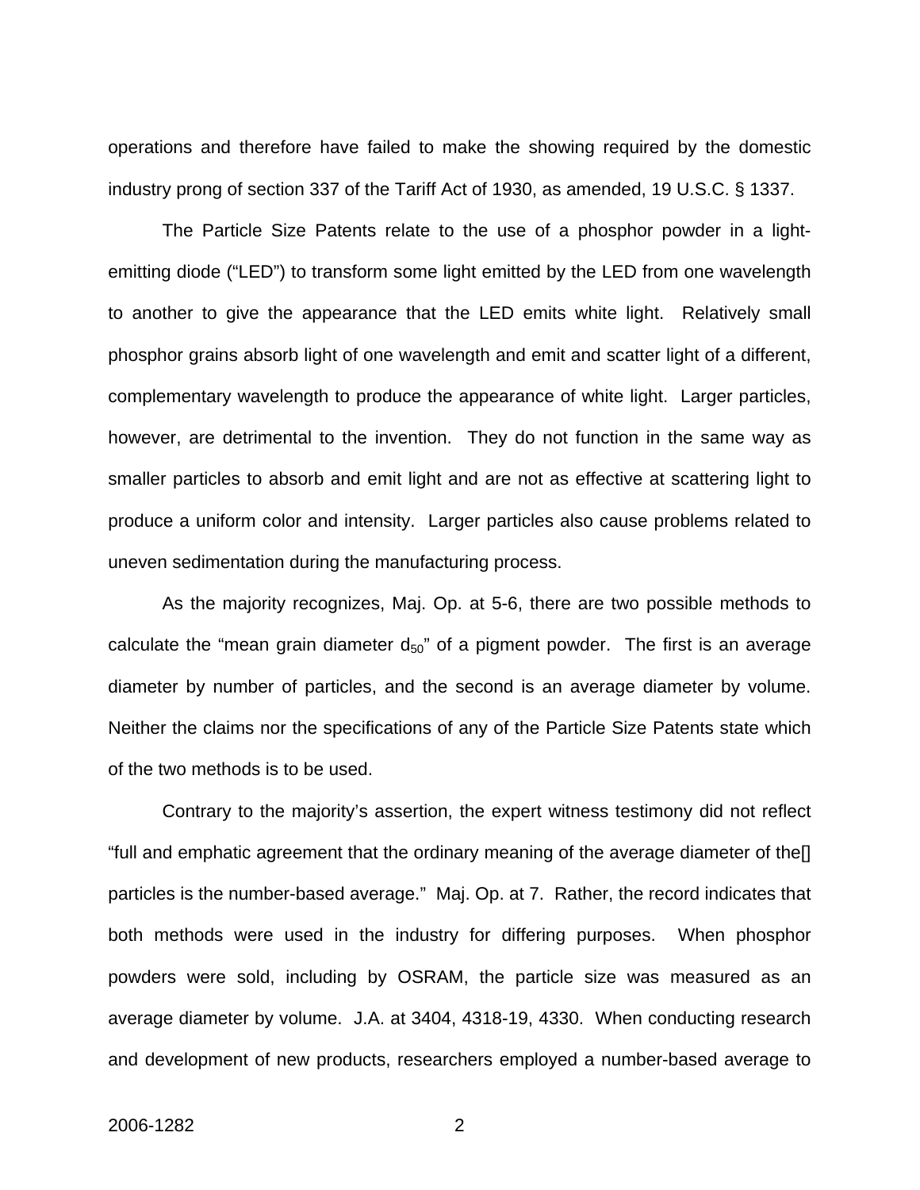operations and therefore have failed to make the showing required by the domestic industry prong of section 337 of the Tariff Act of 1930, as amended, 19 U.S.C. § 1337.

The Particle Size Patents relate to the use of a phosphor powder in a light-emitting diode ("LED") to transform some light emitted by the LED from one wavelength to another to give the appearance that the LED emits white light. Relatively small phosphor grains absorb light of one wavelength and emit and scatter light of a different, complementary wavelength to produce the appearance of white light. Larger particles, however, are detrimental to the invention. They do not function in the same way as smaller particles to absorb and emit light and are not as effective at scattering light to produce a uniform color and intensity. Larger particles also cause problems related to uneven sedimentation during the manufacturing process.

As the majority recognizes, Maj. Op. at 5-6, there are two possible methods to calculate the "mean grain diameter $d_{50}$" of a pigment powder. The first is an average diameter by number of particles, and the second is an average diameter by volume. Neither the claims nor the specifications of any of the Particle Size Patents state which of the two methods is to be used.

Contrary to the majority's assertion, the expert witness testimony did not reflect "full and emphatic agreement that the ordinary meaning of the average diameter of the[] particles is the number-based average." Maj. Op. at 7. Rather, the record indicates that both methods were used in the industry for differing purposes. When phosphor powders were sold, including by OSRAM, the particle size was measured as an average diameter by volume. J.A. at 3404, 4318-19, 4330. When conducting research and development of new products, researchers employed a number-based average to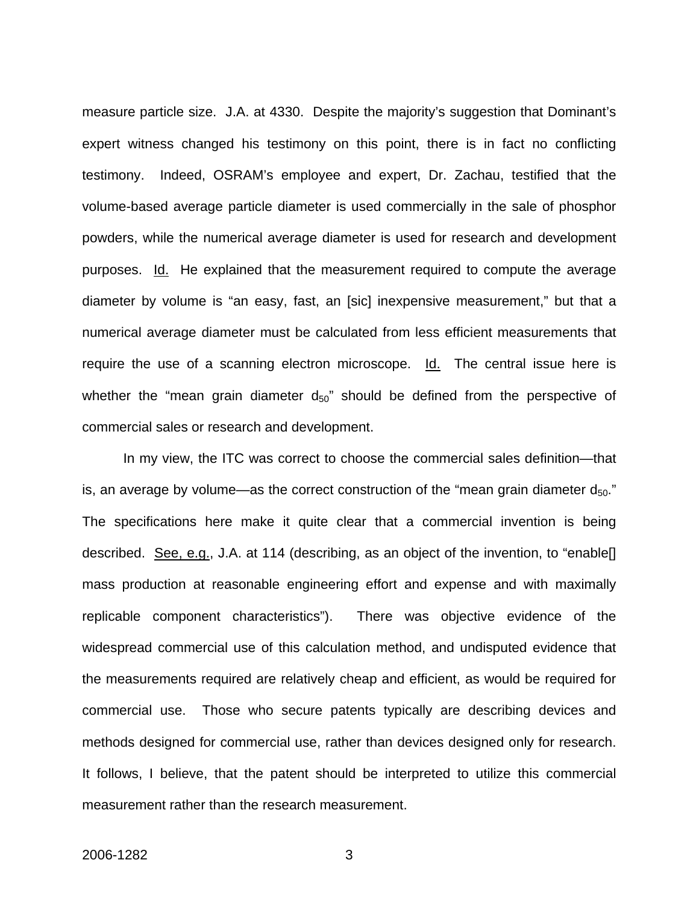measure particle size. J.A. at 4330. Despite the majority's suggestion that Dominant's expert witness changed his testimony on this point, there is in fact no conflicting testimony. Indeed, OSRAM's employee and expert, Dr. Zachau, testified that the volume-based average particle diameter is used commercially in the sale of phosphor powders, while the numerical average diameter is used for research and development purposes. Id. He explained that the measurement required to compute the average diameter by volume is "an easy, fast, an [sic] inexpensive measurement," but that a numerical average diameter must be calculated from less efficient measurements that require the use of a scanning electron microscope. Id. The central issue here is whether the "mean grain diameter $d_{50}$" should be defined from the perspective of commercial sales or research and development.

In my view, the ITC was correct to choose the commercial sales definition—that is, an average by volume—as the correct construction of the "mean grain diameter $d_{50}$." The specifications here make it quite clear that a commercial invention is being described. See, e.g., J.A. at 114 (describing, as an object of the invention, to "enable[] mass production at reasonable engineering effort and expense and with maximally replicable component characteristics"). There was objective evidence of the widespread commercial use of this calculation method, and undisputed evidence that the measurements required are relatively cheap and efficient, as would be required for commercial use. Those who secure patents typically are describing devices and methods designed for commercial use, rather than devices designed only for research. It follows, I believe, that the patent should be interpreted to utilize this commercial measurement rather than the research measurement.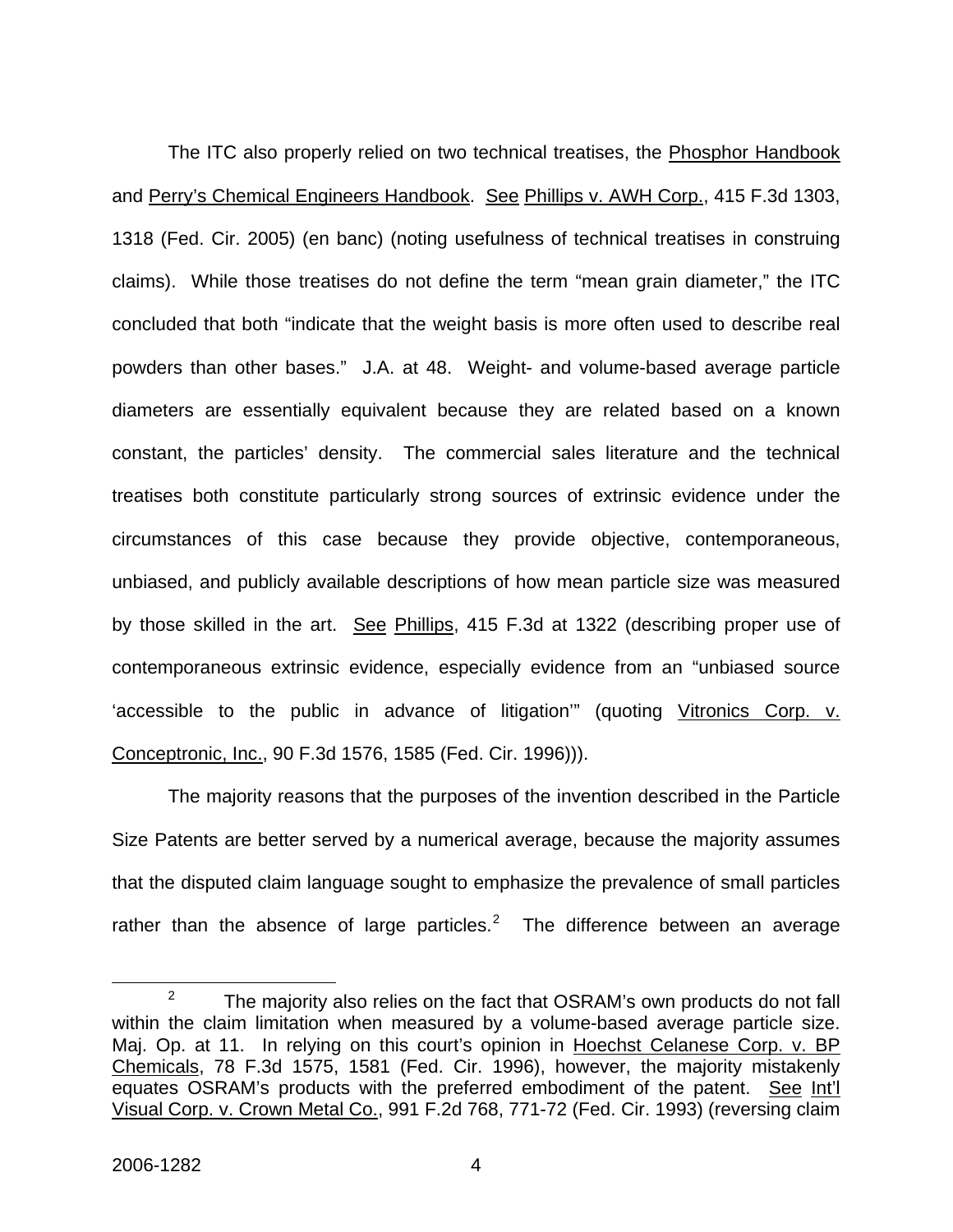The ITC also properly relied on two technical treatises, the Phosphor Handbook and Perry's Chemical Engineers Handbook. See Phillips v. AWH Corp., 415 F.3d 1303, 1318 (Fed. Cir. 2005) (en banc) (noting usefulness of technical treatises in construing claims). While those treatises do not define the term "mean grain diameter," the ITC concluded that both "indicate that the weight basis is more often used to describe real powders than other bases." J.A. at 48. Weight- and volume-based average particle diameters are essentially equivalent because they are related based on a known constant, the particles' density. The commercial sales literature and the technical treatises both constitute particularly strong sources of extrinsic evidence under the circumstances of this case because they provide objective, contemporaneous, unbiased, and publicly available descriptions of how mean particle size was measured by those skilled in the art. See Phillips, 415 F.3d at 1322 (describing proper use of contemporaneous extrinsic evidence, especially evidence from an "unbiased source 'accessible to the public in advance of litigation'" (quoting Vitronics Corp. v. Conceptronic, Inc., 90 F.3d 1576, 1585 (Fed. Cir. 1996))).

The majority reasons that the purposes of the invention described in the Particle Size Patents are better served by a numerical average, because the majority assumes that the disputed claim language sought to emphasize the prevalence of small particles rather than the absence of large particles.[2] The difference between an average

[2] The majority also relies on the fact that OSRAM's own products do not fall within the claim limitation when measured by a volume-based average particle size. Maj. Op. at 11. In relying on this court's opinion in Hoechst Celanese Corp. v. BP Chemicals, 78 F.3d 1575, 1581 (Fed. Cir. 1996), however, the majority mistakenly equates OSRAM's products with the preferred embodiment of the patent. See Int'l Visual Corp. v. Crown Metal Co., 991 F.2d 768, 771-72 (Fed. Cir. 1993) (reversing claim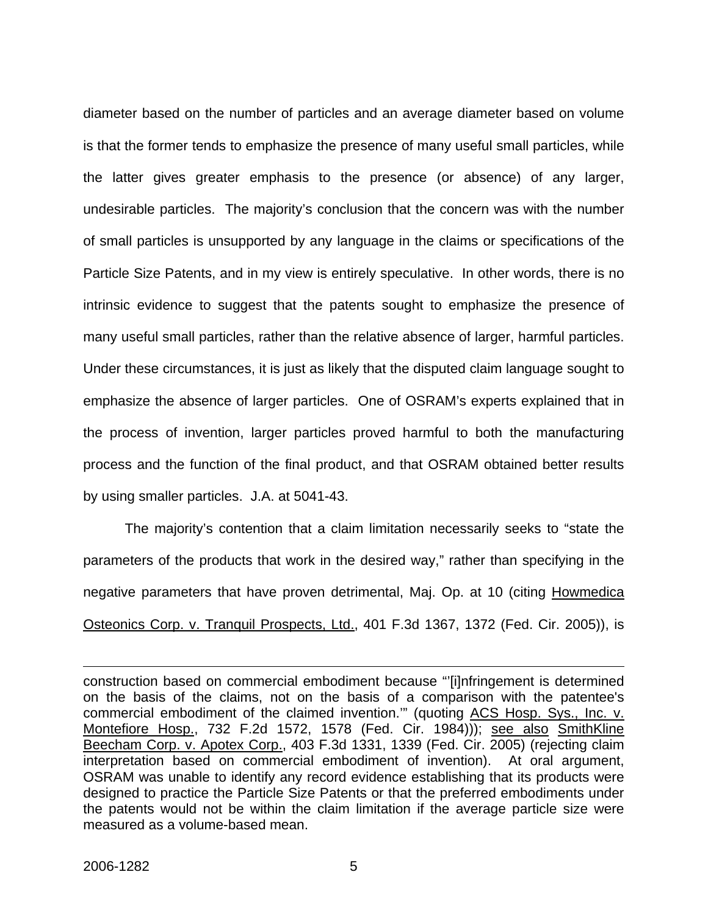diameter based on the number of particles and an average diameter based on volume is that the former tends to emphasize the presence of many useful small particles, while the latter gives greater emphasis to the presence (or absence) of any larger, undesirable particles. The majority's conclusion that the concern was with the number of small particles is unsupported by any language in the claims or specifications of the Particle Size Patents, and in my view is entirely speculative. In other words, there is no intrinsic evidence to suggest that the patents sought to emphasize the presence of many useful small particles, rather than the relative absence of larger, harmful particles. Under these circumstances, it is just as likely that the disputed claim language sought to emphasize the absence of larger particles. One of OSRAM's experts explained that in the process of invention, larger particles proved harmful to both the manufacturing process and the function of the final product, and that OSRAM obtained better results by using smaller particles. J.A. at 5041-43.

The majority's contention that a claim limitation necessarily seeks to "state the parameters of the products that work in the desired way," rather than specifying in the negative parameters that have proven detrimental, Maj. Op. at 10 (citing Howmedica Osteonics Corp. v. Tranquil Prospects, Ltd., 401 F.3d 1367, 1372 (Fed. Cir. 2005)), is

---

construction based on commercial embodiment because "'[i]nfringement is determined on the basis of the claims, not on the basis of a comparison with the patentee's commercial embodiment of the claimed invention.'" (quoting ACS Hosp. Sys., Inc. v. Montefiore Hosp., 732 F.2d 1572, 1578 (Fed. Cir. 1984))); see also SmithKline Beecham Corp. v. Apotex Corp., 403 F.3d 1331, 1339 (Fed. Cir. 2005) (rejecting claim interpretation based on commercial embodiment of invention). At oral argument, OSRAM was unable to identify any record evidence establishing that its products were designed to practice the Particle Size Patents or that the preferred embodiments under the patents would not be within the claim limitation if the average particle size were measured as a volume-based mean.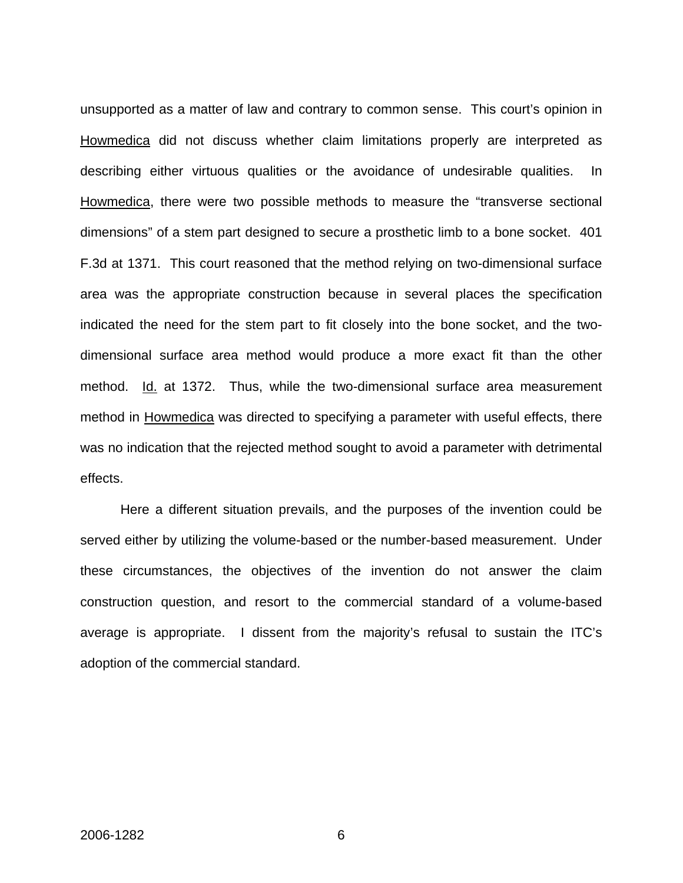unsupported as a matter of law and contrary to common sense. This court's opinion in Howmedica did not discuss whether claim limitations properly are interpreted as describing either virtuous qualities or the avoidance of undesirable qualities. In Howmedica, there were two possible methods to measure the "transverse sectional dimensions" of a stem part designed to secure a prosthetic limb to a bone socket. 401 F.3d at 1371. This court reasoned that the method relying on two-dimensional surface area was the appropriate construction because in several places the specification indicated the need for the stem part to fit closely into the bone socket, and the two-dimensional surface area method would produce a more exact fit than the other method. Id. at 1372. Thus, while the two-dimensional surface area measurement method in Howmedica was directed to specifying a parameter with useful effects, there was no indication that the rejected method sought to avoid a parameter with detrimental effects.

Here a different situation prevails, and the purposes of the invention could be served either by utilizing the volume-based or the number-based measurement. Under these circumstances, the objectives of the invention do not answer the claim construction question, and resort to the commercial standard of a volume-based average is appropriate. I dissent from the majority's refusal to sustain the ITC's adoption of the commercial standard.